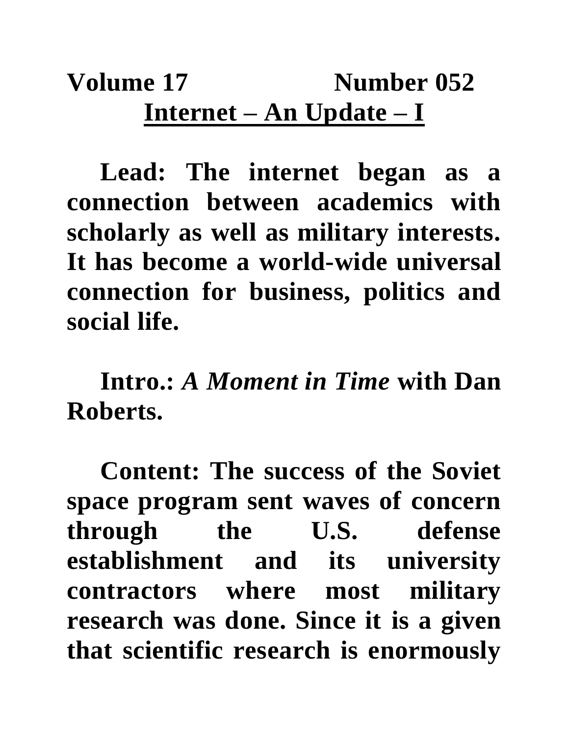**Volume 17 Number 052**

# Internet – An Update – I

**Lead: The internet began as a connection between academics with scholarly as well as military interests. It has become a world-wide universal connection for business, politics and social life.**

**Intro.:** ***A Moment in Time*** **with Dan Roberts.**

**Content: The success of the Soviet space program sent waves of concern through the U.S. defense establishment and its university contractors where most military research was done. Since it is a given that scientific research is enormously**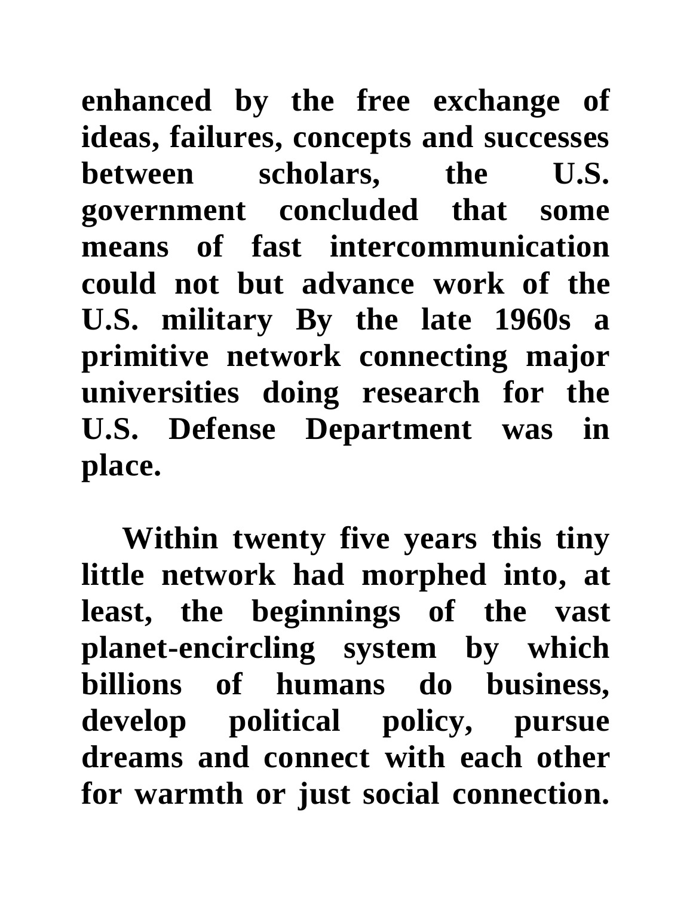enhanced by the free exchange of ideas, failures, concepts and successes between scholars, the U.S. government concluded that some means of fast intercommunication could not but advance work of the U.S. military By the late 1960s a primitive network connecting major universities doing research for the U.S. Defense Department was in place.

Within twenty five years this tiny little network had morphed into, at least, the beginnings of the vast planet-encircling system by which billions of humans do business, develop political policy, pursue dreams and connect with each other for warmth or just social connection.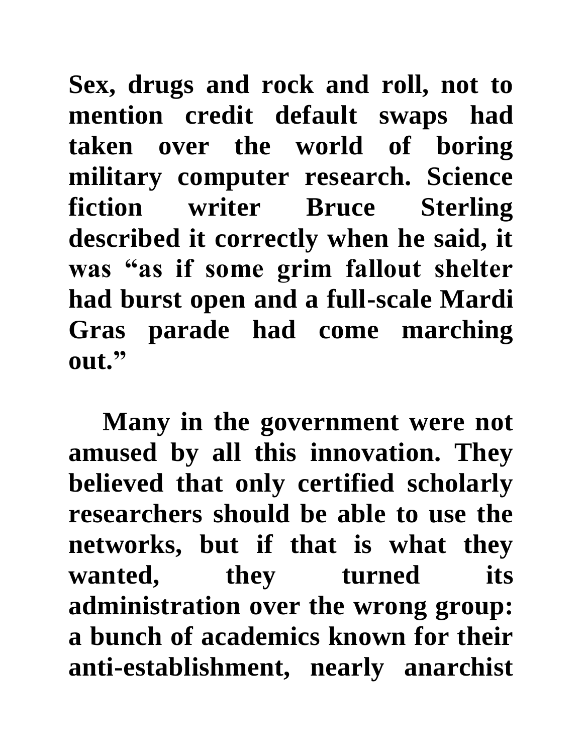**Sex, drugs and rock and roll, not to mention credit default swaps had taken over the world of boring military computer research. Science fiction writer Bruce Sterling described it correctly when he said, it was "as if some grim fallout shelter had burst open and a full-scale Mardi Gras parade had come marching out."**

**Many in the government were not amused by all this innovation. They believed that only certified scholarly researchers should be able to use the networks, but if that is what they wanted, they turned its administration over the wrong group: a bunch of academics known for their anti-establishment, nearly anarchist**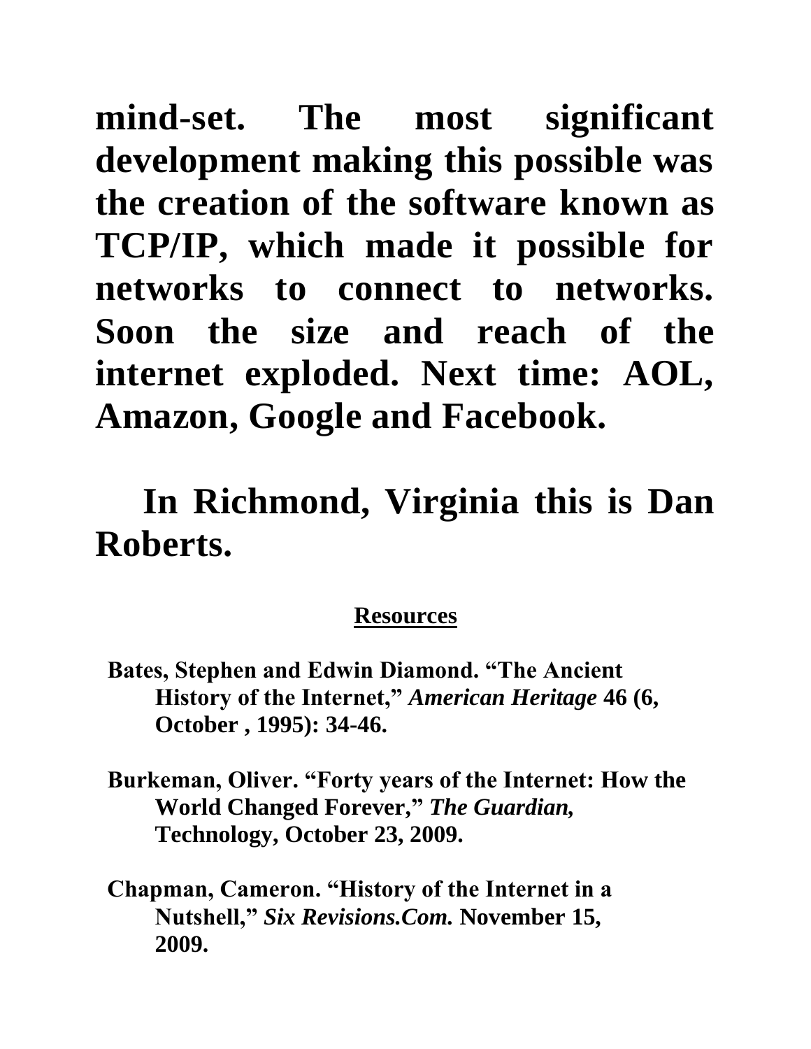**mind-set. The most significant development making this possible was the creation of the software known as TCP/IP, which made it possible for networks to connect to networks. Soon the size and reach of the internet exploded. Next time: AOL, Amazon, Google and Facebook.**

**In Richmond, Virginia this is Dan Roberts.**

## Resources

**Bates, Stephen and Edwin Diamond. "The Ancient History of the Internet,"** ***American Heritage*** **46 (6, October , 1995): 34-46.**

**Burkeman, Oliver. "Forty years of the Internet: How the World Changed Forever,"** ***The Guardian,*** **Technology, October 23, 2009.**

**Chapman, Cameron. "History of the Internet in a Nutshell,"** ***Six Revisions.Com.*** **November 15, 2009.**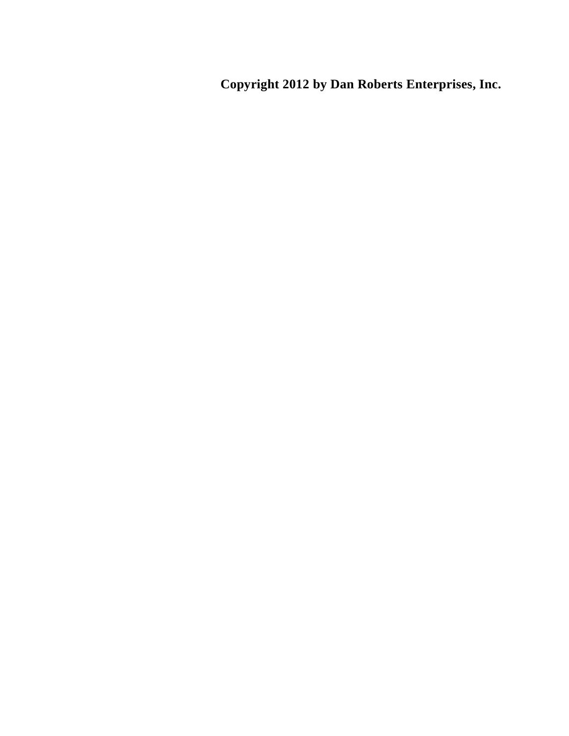**Copyright 2012 by Dan Roberts Enterprises, Inc.**